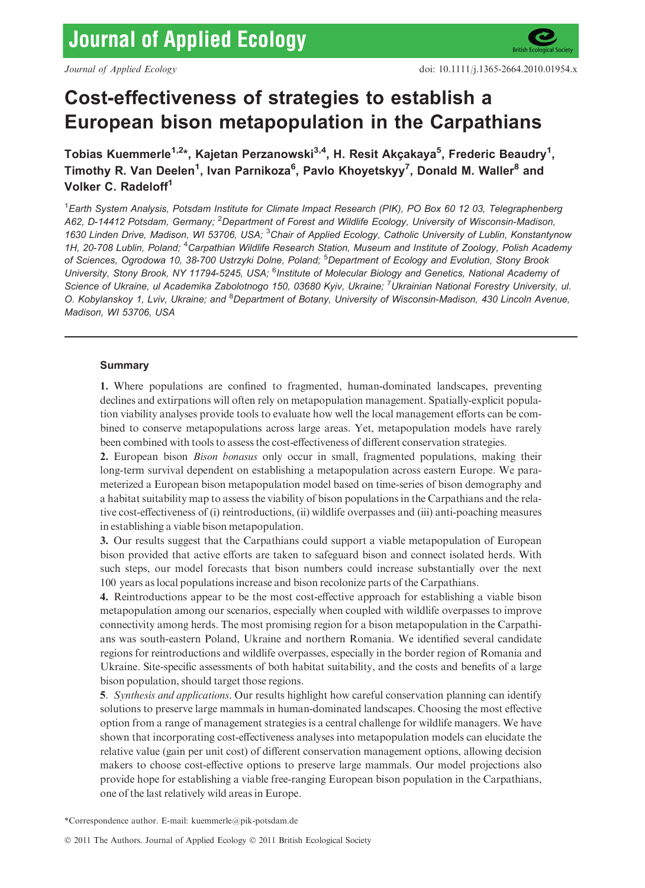# Cost-effectiveness of strategies to establish a European bison metapopulation in the Carpathians

**Tobias Kuemmerle[1,2]*, Kajetan Perzanowski[3,4], H. Resit Akçakaya[5], Frederic Beaudry[1], Timothy R. Van Deelen[1], Ivan Parnikoza[6], Pavlo Khoyetskyy[7], Donald M. Waller[8] and Volker C. Radeloff[1]**

[1]*Earth System Analysis, Potsdam Institute for Climate Impact Research (PIK), PO Box 60 12 03, Telegraphenberg A62, D-14412 Potsdam, Germany;* [2]*Department of Forest and Wildlife Ecology, University of Wisconsin-Madison, 1630 Linden Drive, Madison, WI 53706, USA;* [3]*Chair of Applied Ecology, Catholic University of Lublin, Konstantynow 1H, 20-708 Lublin, Poland;* [4]*Carpathian Wildlife Research Station, Museum and Institute of Zoology, Polish Academy of Sciences, Ogrodowa 10, 38-700 Ustrzyki Dolne, Poland;* [5]*Department of Ecology and Evolution, Stony Brook University, Stony Brook, NY 11794-5245, USA;* [6]*Institute of Molecular Biology and Genetics, National Academy of Science of Ukraine, ul Academika Zabolotnogo 150, 03680 Kyiv, Ukraine;* [7]*Ukrainian National Forestry University, ul. O. Kobylanskoy 1, Lviv, Ukraine; and* [8]*Department of Botany, University of Wisconsin-Madison, 430 Lincoln Avenue, Madison, WI 53706, USA*

## Summary

**1.** Where populations are confined to fragmented, human-dominated landscapes, preventing declines and extirpations will often rely on metapopulation management. Spatially-explicit population viability analyses provide tools to evaluate how well the local management efforts can be combined to conserve metapopulations across large areas. Yet, metapopulation models have rarely been combined with tools to assess the cost-effectiveness of different conservation strategies.

**2.** European bison *Bison bonasus* only occur in small, fragmented populations, making their long-term survival dependent on establishing a metapopulation across eastern Europe. We parameterized a European bison metapopulation model based on time-series of bison demography and a habitat suitability map to assess the viability of bison populations in the Carpathians and the relative cost-effectiveness of (i) reintroductions, (ii) wildlife overpasses and (iii) anti-poaching measures in establishing a viable bison metapopulation.

**3.** Our results suggest that the Carpathians could support a viable metapopulation of European bison provided that active efforts are taken to safeguard bison and connect isolated herds. With such steps, our model forecasts that bison numbers could increase substantially over the next 100 years as local populations increase and bison recolonize parts of the Carpathians.

**4.** Reintroductions appear to be the most cost-effective approach for establishing a viable bison metapopulation among our scenarios, especially when coupled with wildlife overpasses to improve connectivity among herds. The most promising region for a bison metapopulation in the Carpathians was south-eastern Poland, Ukraine and northern Romania. We identified several candidate regions for reintroductions and wildlife overpasses, especially in the border region of Romania and Ukraine. Site-specific assessments of both habitat suitability, and the costs and benefits of a large bison population, should target those regions.

**5.** *Synthesis and applications*. Our results highlight how careful conservation planning can identify solutions to preserve large mammals in human-dominated landscapes. Choosing the most effective option from a range of management strategies is a central challenge for wildlife managers. We have shown that incorporating cost-effectiveness analyses into metapopulation models can elucidate the relative value (gain per unit cost) of different conservation management options, allowing decision makers to choose cost-effective options to preserve large mammals. Our model projections also provide hope for establishing a viable free-ranging European bison population in the Carpathians, one of the last relatively wild areas in Europe.

*Correspondence author. E-mail: kuemmerle@pik-potsdam.de

© 2011 The Authors. Journal of Applied Ecology © 2011 British Ecological Society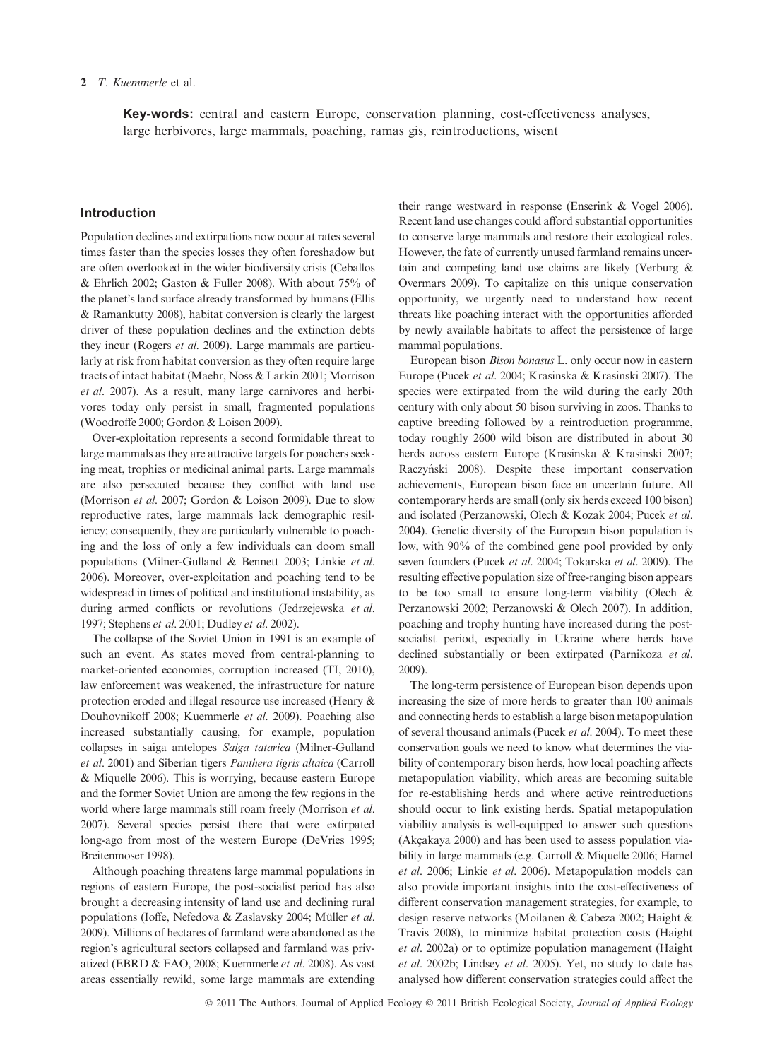**Key-words:** central and eastern Europe, conservation planning, cost-effectiveness analyses, large herbivores, large mammals, poaching, ramas gis, reintroductions, wisent

## Introduction

Population declines and extirpations now occur at rates several times faster than the species losses they often foreshadow but are often overlooked in the wider biodiversity crisis (Ceballos & Ehrlich 2002; Gaston & Fuller 2008). With about 75% of the planet's land surface already transformed by humans (Ellis & Ramankutty 2008), habitat conversion is clearly the largest driver of these population declines and the extinction debts they incur (Rogers *et al*. 2009). Large mammals are particularly at risk from habitat conversion as they often require large tracts of intact habitat (Maehr, Noss & Larkin 2001; Morrison *et al*. 2007). As a result, many large carnivores and herbivores today only persist in small, fragmented populations (Woodroffe 2000; Gordon & Loison 2009).

Over-exploitation represents a second formidable threat to large mammals as they are attractive targets for poachers seeking meat, trophies or medicinal animal parts. Large mammals are also persecuted because they conflict with land use (Morrison *et al*. 2007; Gordon & Loison 2009). Due to slow reproductive rates, large mammals lack demographic resiliency; consequently, they are particularly vulnerable to poaching and the loss of only a few individuals can doom small populations (Milner-Gulland & Bennett 2003; Linkie *et al*. 2006). Moreover, over-exploitation and poaching tend to be widespread in times of political and institutional instability, as during armed conflicts or revolutions (Jedrzejewska *et al*. 1997; Stephens *et al*. 2001; Dudley *et al*. 2002).

The collapse of the Soviet Union in 1991 is an example of such an event. As states moved from central-planning to market-oriented economies, corruption increased (TI, 2010), law enforcement was weakened, the infrastructure for nature protection eroded and illegal resource use increased (Henry & Douhovnikoff 2008; Kuemmerle *et al*. 2009). Poaching also increased substantially causing, for example, population collapses in saiga antelopes *Saiga tatarica* (Milner-Gulland *et al*. 2001) and Siberian tigers *Panthera tigris altaica* (Carroll & Miquelle 2006). This is worrying, because eastern Europe and the former Soviet Union are among the few regions in the world where large mammals still roam freely (Morrison *et al*. 2007). Several species persist there that were extirpated long-ago from most of the western Europe (DeVries 1995; Breitenmoser 1998).

Although poaching threatens large mammal populations in regions of eastern Europe, the post-socialist period has also brought a decreasing intensity of land use and declining rural populations (Ioffe, Nefedova & Zaslavsky 2004; Müller *et al*. 2009). Millions of hectares of farmland were abandoned as the region's agricultural sectors collapsed and farmland was privatized (EBRD & FAO, 2008; Kuemmerle *et al*. 2008). As vast areas essentially rewild, some large mammals are extending their range westward in response (Enserink & Vogel 2006). Recent land use changes could afford substantial opportunities to conserve large mammals and restore their ecological roles. However, the fate of currently unused farmland remains uncertain and competing land use claims are likely (Verburg & Overmars 2009). To capitalize on this unique conservation opportunity, we urgently need to understand how recent threats like poaching interact with the opportunities afforded by newly available habitats to affect the persistence of large mammal populations.

European bison *Bison bonasus* L. only occur now in eastern Europe (Pucek *et al*. 2004; Krasinska & Krasinski 2007). The species were extirpated from the wild during the early 20th century with only about 50 bison surviving in zoos. Thanks to captive breeding followed by a reintroduction programme, today roughly 2600 wild bison are distributed in about 30 herds across eastern Europe (Krasinska & Krasinski 2007; Raczyński 2008). Despite these important conservation achievements, European bison face an uncertain future. All contemporary herds are small (only six herds exceed 100 bison) and isolated (Perzanowski, Olech & Kozak 2004; Pucek *et al*. 2004). Genetic diversity of the European bison population is low, with 90% of the combined gene pool provided by only seven founders (Pucek *et al*. 2004; Tokarska *et al*. 2009). The resulting effective population size of free-ranging bison appears to be too small to ensure long-term viability (Olech & Perzanowski 2002; Perzanowski & Olech 2007). In addition, poaching and trophy hunting have increased during the post-socialist period, especially in Ukraine where herds have declined substantially or been extirpated (Parnikoza *et al*. 2009).

The long-term persistence of European bison depends upon increasing the size of more herds to greater than 100 animals and connecting herds to establish a large bison metapopulation of several thousand animals (Pucek *et al*. 2004). To meet these conservation goals we need to know what determines the viability of contemporary bison herds, how local poaching affects metapopulation viability, which areas are becoming suitable for re-establishing herds and where active reintroductions should occur to link existing herds. Spatial metapopulation viability analysis is well-equipped to answer such questions (Akçakaya 2000) and has been used to assess population viability in large mammals (e.g. Carroll & Miquelle 2006; Hamel *et al*. 2006; Linkie *et al*. 2006). Metapopulation models can also provide important insights into the cost-effectiveness of different conservation management strategies, for example, to design reserve networks (Moilanen & Cabeza 2002; Haight & Travis 2008), to minimize habitat protection costs (Haight *et al*. 2002a) or to optimize population management (Haight *et al*. 2002b; Lindsey *et al*. 2005). Yet, no study to date has analysed how different conservation strategies could affect the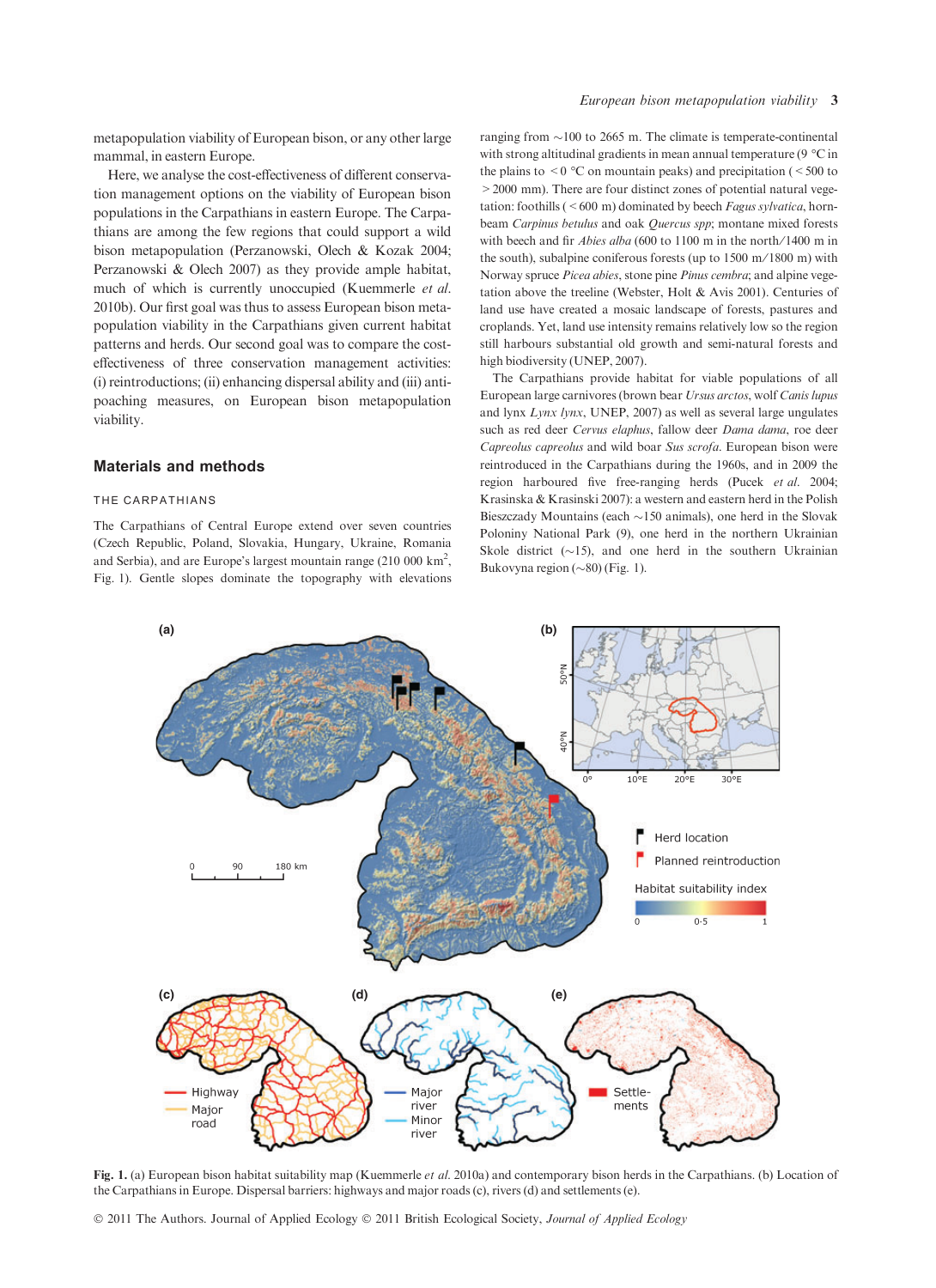metapopulation viability of European bison, or any other large mammal, in eastern Europe.

Here, we analyse the cost-effectiveness of different conservation management options on the viability of European bison populations in the Carpathians in eastern Europe. The Carpathians are among the few regions that could support a wild bison metapopulation (Perzanowski, Olech & Kozak 2004; Perzanowski & Olech 2007) as they provide ample habitat, much of which is currently unoccupied (Kuemmerle *et al.* 2010b). Our first goal was thus to assess European bison metapopulation viability in the Carpathians given current habitat patterns and herds. Our second goal was to compare the cost-effectiveness of three conservation management activities: (i) reintroductions; (ii) enhancing dispersal ability and (iii) anti-poaching measures, on European bison metapopulation viability.

## Materials and methods

### THE CARPATHIANS

The Carpathians of Central Europe extend over seven countries (Czech Republic, Poland, Slovakia, Hungary, Ukraine, Romania and Serbia), and are Europe's largest mountain range (210 000 km$^2$, Fig. 1). Gentle slopes dominate the topography with elevations ranging from ~100 to 2665 m. The climate is temperate-continental with strong altitudinal gradients in mean annual temperature (9 °C in the plains to < 0 °C on mountain peaks) and precipitation ( < 500 to > 2000 mm). There are four distinct zones of potential natural vegetation: foothills ( < 600 m) dominated by beech *Fagus sylvatica*, hornbeam *Carpinus betulus* and oak *Quercus spp*; montane mixed forests with beech and fir *Abies alba* (600 to 1100 m in the north/1400 m in the south), subalpine coniferous forests (up to 1500 m/1800 m) with Norway spruce *Picea abies*, stone pine *Pinus cembra*; and alpine vegetation above the treeline (Webster, Holt & Avis 2001). Centuries of land use have created a mosaic landscape of forests, pastures and croplands. Yet, land use intensity remains relatively low so the region still harbours substantial old growth and semi-natural forests and high biodiversity (UNEP, 2007).

The Carpathians provide habitat for viable populations of all European large carnivores (brown bear *Ursus arctos*, wolf *Canis lupus* and lynx *Lynx lynx*, UNEP, 2007) as well as several large ungulates such as red deer *Cervus elaphus*, fallow deer *Dama dama*, roe deer *Capreolus capreolus* and wild boar *Sus scrofa*. European bison were reintroduced in the Carpathians during the 1960s, and in 2009 the region harboured five free-ranging herds (Pucek *et al.* 2004; Krasinska & Krasinski 2007): a western and eastern herd in the Polish Bieszczady Mountains (each ~150 animals), one herd in the Slovak Poloniny National Park (9), one herd in the northern Ukrainian Skole district (~15), and one herd in the southern Ukrainian Bukovyna region (~80) (Fig. 1).

**Fig. 1.** (a) European bison habitat suitability map (Kuemmerle *et al.* 2010a) and contemporary bison herds in the Carpathians. (b) Location of the Carpathians in Europe. Dispersal barriers: highways and major roads (c), rivers (d) and settlements (e).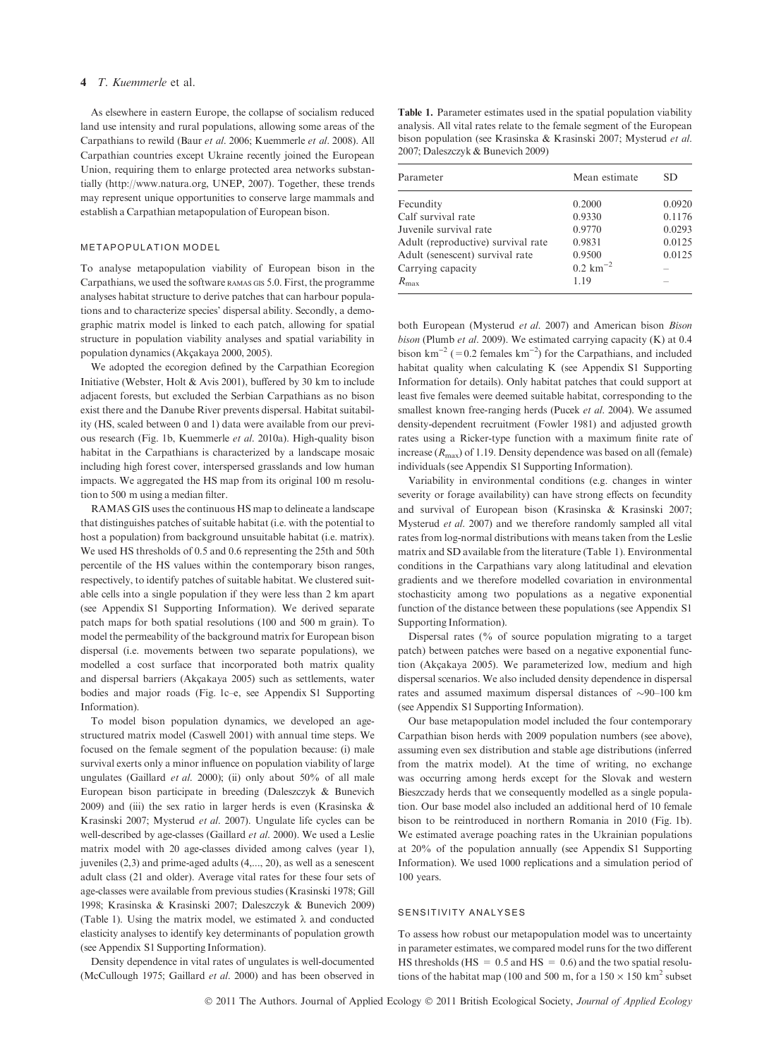As elsewhere in eastern Europe, the collapse of socialism reduced land use intensity and rural populations, allowing some areas of the Carpathians to rewild (Baur *et al.* 2006; Kuemmerle *et al.* 2008). All Carpathian countries except Ukraine recently joined the European Union, requiring them to enlarge protected area networks substantially (http://www.natura.org, UNEP, 2007). Together, these trends may represent unique opportunities to conserve large mammals and establish a Carpathian metapopulation of European bison.

## METAPOPULATION MODEL

To analyse metapopulation viability of European bison in the Carpathians, we used the software RAMAS GIS 5.0. First, the programme analyses habitat structure to derive patches that can harbour populations and to characterize species' dispersal ability. Secondly, a demographic matrix model is linked to each patch, allowing for spatial structure in population viability analyses and spatial variability in population dynamics (Akçakaya 2000, 2005).

We adopted the ecoregion defined by the Carpathian Ecoregion Initiative (Webster, Holt & Avis 2001), buffered by 30 km to include adjacent forests, but excluded the Serbian Carpathians as no bison exist there and the Danube River prevents dispersal. Habitat suitability (HS, scaled between 0 and 1) data were available from our previous research (Fig. 1b, Kuemmerle *et al.* 2010a). High-quality bison habitat in the Carpathians is characterized by a landscape mosaic including high forest cover, interspersed grasslands and low human impacts. We aggregated the HS map from its original 100 m resolution to 500 m using a median filter.

RAMAS GIS uses the continuous HS map to delineate a landscape that distinguishes patches of suitable habitat (i.e. with the potential to host a population) from background unsuitable habitat (i.e. matrix). We used HS thresholds of 0.5 and 0.6 representing the 25th and 50th percentile of the HS values within the contemporary bison ranges, respectively, to identify patches of suitable habitat. We clustered suitable cells into a single population if they were less than 2 km apart (see Appendix S1 Supporting Information). We derived separate patch maps for both spatial resolutions (100 and 500 m grain). To model the permeability of the background matrix for European bison dispersal (i.e. movements between two separate populations), we modelled a cost surface that incorporated both matrix quality and dispersal barriers (Akçakaya 2005) such as settlements, water bodies and major roads (Fig. 1c–e, see Appendix S1 Supporting Information).

To model bison population dynamics, we developed an age-structured matrix model (Caswell 2001) with annual time steps. We focused on the female segment of the population because: (i) male survival exerts only a minor influence on population viability of large ungulates (Gaillard *et al.* 2000); (ii) only about 50% of all male European bison participate in breeding (Daleszczyk & Bunevich 2009) and (iii) the sex ratio in larger herds is even (Krasinska & Krasinski 2007; Mysterud *et al.* 2007). Ungulate life cycles can be well-described by age-classes (Gaillard *et al.* 2000). We used a Leslie matrix model with 20 age-classes divided among calves (year 1), juveniles (2,3) and prime-aged adults (4,..., 20), as well as a senescent adult class (21 and older). Average vital rates for these four sets of age-classes were available from previous studies (Krasinski 1978; Gill 1998; Krasinska & Krasinski 2007; Daleszczyk & Bunevich 2009) (Table 1). Using the matrix model, we estimated λ and conducted elasticity analyses to identify key determinants of population growth (see Appendix S1 Supporting Information).

Density dependence in vital rates of ungulates is well-documented (McCullough 1975; Gaillard *et al.* 2000) and has been observed in both European (Mysterud *et al.* 2007) and American bison *Bison bison* (Plumb *et al.* 2009). We estimated carrying capacity (K) at 0.4 bison km$^{-2}$ (=0.2 females km$^{-2}$) for the Carpathians, and included habitat quality when calculating K (see Appendix S1 Supporting Information for details). Only habitat patches that could support at least five females were deemed suitable habitat, corresponding to the smallest known free-ranging herds (Pucek *et al.* 2004). We assumed density-dependent recruitment (Fowler 1981) and adjusted growth rates using a Ricker-type function with a maximum finite rate of increase ($R_{max}$) of 1.19. Density dependence was based on all (female) individuals (see Appendix S1 Supporting Information).

**Table 1.** Parameter estimates used in the spatial population viability analysis. All vital rates relate to the female segment of the European bison population (see Krasinska & Krasinski 2007; Mysterud *et al.* 2007; Daleszczyk & Bunevich 2009)

| Parameter | Mean estimate | SD |
|---|---|---|
| Fecundity | 0.2000 | 0.0920 |
| Calf survival rate | 0.9330 | 0.1176 |
| Juvenile survival rate | 0.9770 | 0.0293 |
| Adult (reproductive) survival rate | 0.9831 | 0.0125 |
| Adult (senescent) survival rate | 0.9500 | 0.0125 |
| Carrying capacity | 0.2 km$^{-2}$ | – |
| $R_{max}$ | 1.19 | – |

Variability in environmental conditions (e.g. changes in winter severity or forage availability) can have strong effects on fecundity and survival of European bison (Krasinska & Krasinski 2007; Mysterud *et al.* 2007) and we therefore randomly sampled all vital rates from log-normal distributions with means taken from the Leslie matrix and SD available from the literature (Table 1). Environmental conditions in the Carpathians vary along latitudinal and elevation gradients and we therefore modelled covariation in environmental stochasticity among two populations as a negative exponential function of the distance between these populations (see Appendix S1 Supporting Information).

Dispersal rates (% of source population migrating to a target patch) between patches were based on a negative exponential function (Akçakaya 2005). We parameterized low, medium and high dispersal scenarios. We also included density dependence in dispersal rates and assumed maximum dispersal distances of ~90–100 km (see Appendix S1 Supporting Information).

Our base metapopulation model included the four contemporary Carpathian bison herds with 2009 population numbers (see above), assuming even sex distribution and stable age distributions (inferred from the matrix model). At the time of writing, no exchange was occurring among herds except for the Slovak and western Bieszczady herds that we consequently modelled as a single population. Our base model also included an additional herd of 10 female bison to be reintroduced in northern Romania in 2010 (Fig. 1b). We estimated average poaching rates in the Ukrainian populations at 20% of the population annually (see Appendix S1 Supporting Information). We used 1000 replications and a simulation period of 100 years.

## SENSITIVITY ANALYSES

To assess how robust our metapopulation model was to uncertainty in parameter estimates, we compared model runs for the two different HS thresholds (HS = 0.5 and HS = 0.6) and the two spatial resolutions of the habitat map (100 and 500 m, for a 150 × 150 km$^2$ subset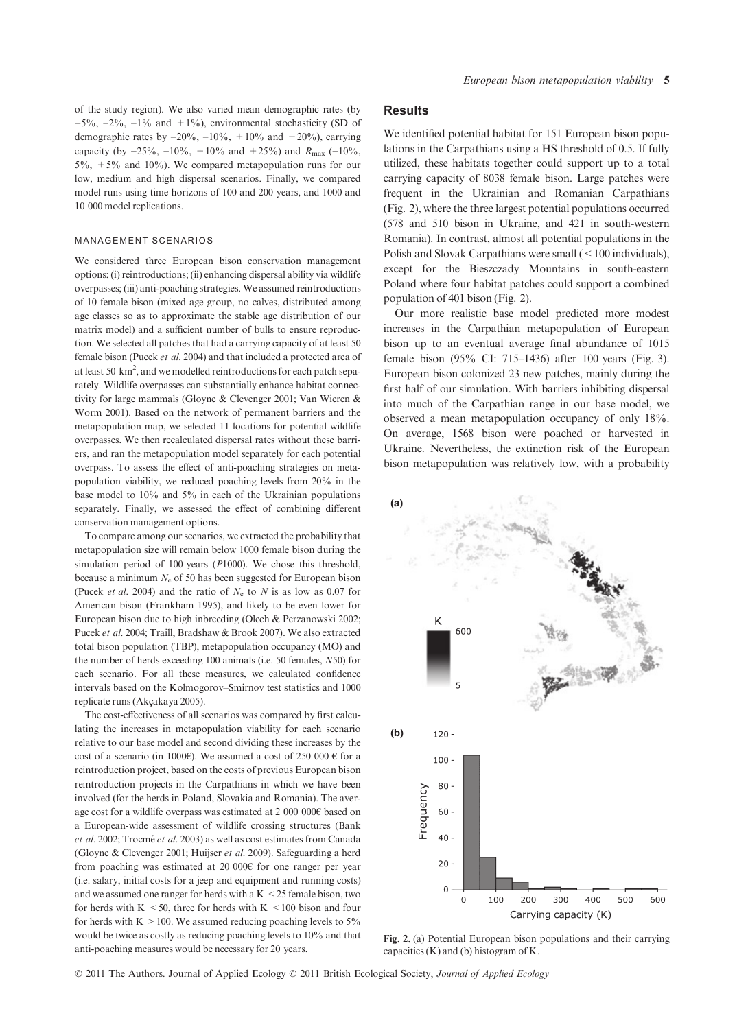of the study region). We also varied mean demographic rates (by −5%, −2%, −1% and +1%), environmental stochasticity (SD of demographic rates by −20%, −10%, +10% and +20%), carrying capacity (by −25%, −10%, +10% and +25%) and $R_{max}$ (−10%, 5%, +5% and 10%). We compared metapopulation runs for our low, medium and high dispersal scenarios. Finally, we compared model runs using time horizons of 100 and 200 years, and 1000 and 10 000 model replications.

### MANAGEMENT SCENARIOS

We considered three European bison conservation management options: (i) reintroductions; (ii) enhancing dispersal ability via wildlife overpasses; (iii) anti-poaching strategies. We assumed reintroductions of 10 female bison (mixed age group, no calves, distributed among age classes so as to approximate the stable age distribution of our matrix model) and a sufficient number of bulls to ensure reproduction. We selected all patches that had a carrying capacity of at least 50 female bison (Pucek *et al.* 2004) and that included a protected area of at least 50 km$^2$, and we modelled reintroductions for each patch separately. Wildlife overpasses can substantially enhance habitat connectivity for large mammals (Gloyne & Clevenger 2001; Van Wieren & Worm 2001). Based on the network of permanent barriers and the metapopulation map, we selected 11 locations for potential wildlife overpasses. We then recalculated dispersal rates without these barriers, and ran the metapopulation model separately for each potential overpass. To assess the effect of anti-poaching strategies on metapopulation viability, we reduced poaching levels from 20% in the base model to 10% and 5% in each of the Ukrainian populations separately. Finally, we assessed the effect of combining different conservation management options.

To compare among our scenarios, we extracted the probability that metapopulation size will remain below 1000 female bison during the simulation period of 100 years (*P*1000). We chose this threshold, because a minimum $N_e$ of 50 has been suggested for European bison (Pucek *et al.* 2004) and the ratio of $N_e$ to $N$ is as low as 0.07 for American bison (Frankham 1995), and likely to be even lower for European bison due to high inbreeding (Olech & Perzanowski 2002; Pucek *et al.* 2004; Traill, Bradshaw & Brook 2007). We also extracted total bison population (TBP), metapopulation occupancy (MO) and the number of herds exceeding 100 animals (i.e. 50 females, *N*50) for each scenario. For all these measures, we calculated confidence intervals based on the Kolmogorov–Smirnov test statistics and 1000 replicate runs (Akçakaya 2005).

The cost-effectiveness of all scenarios was compared by first calculating the increases in metapopulation viability for each scenario relative to our base model and second dividing these increases by the cost of a scenario (in 1000€). We assumed a cost of 250 000 € for a reintroduction project, based on the costs of previous European bison reintroduction projects in the Carpathians in which we have been involved (for the herds in Poland, Slovakia and Romania). The average cost for a wildlife overpass was estimated at 2 000 000€ based on a European-wide assessment of wildlife crossing structures (Bank *et al.* 2002; Trocmé *et al.* 2003) as well as cost estimates from Canada (Gloyne & Clevenger 2001; Huijser *et al.* 2009). Safeguarding a herd from poaching was estimated at 20 000€ for one ranger per year (i.e. salary, initial costs for a jeep and equipment and running costs) and we assumed one ranger for herds with a K < 25 female bison, two for herds with K < 50, three for herds with K < 100 bison and four for herds with K > 100. We assumed reducing poaching levels to 5% would be twice as costly as reducing poaching levels to 10% and that anti-poaching measures would be necessary for 20 years.

## Results

We identified potential habitat for 151 European bison populations in the Carpathians using a HS threshold of 0.5. If fully utilized, these habitats together could support up to a total carrying capacity of 8038 female bison. Large patches were frequent in the Ukrainian and Romanian Carpathians (Fig. 2), where the three largest potential populations occurred (578 and 510 bison in Ukraine, and 421 in south-western Romania). In contrast, almost all potential populations in the Polish and Slovak Carpathians were small (< 100 individuals), except for the Bieszczady Mountains in south-eastern Poland where four habitat patches could support a combined population of 401 bison (Fig. 2).

Our more realistic base model predicted more modest increases in the Carpathian metapopulation of European bison up to an eventual average final abundance of 1015 female bison (95% CI: 715–1436) after 100 years (Fig. 3). European bison colonized 23 new patches, mainly during the first half of our simulation. With barriers inhibiting dispersal into much of the Carpathian range in our base model, we observed a mean metapopulation occupancy of only 18%. On average, 1568 bison were poached or harvested in Ukraine. Nevertheless, the extinction risk of the European bison metapopulation was relatively low, with a probability

**Fig. 2.** (a) Potential European bison populations and their carrying capacities (K) and (b) histogram of K.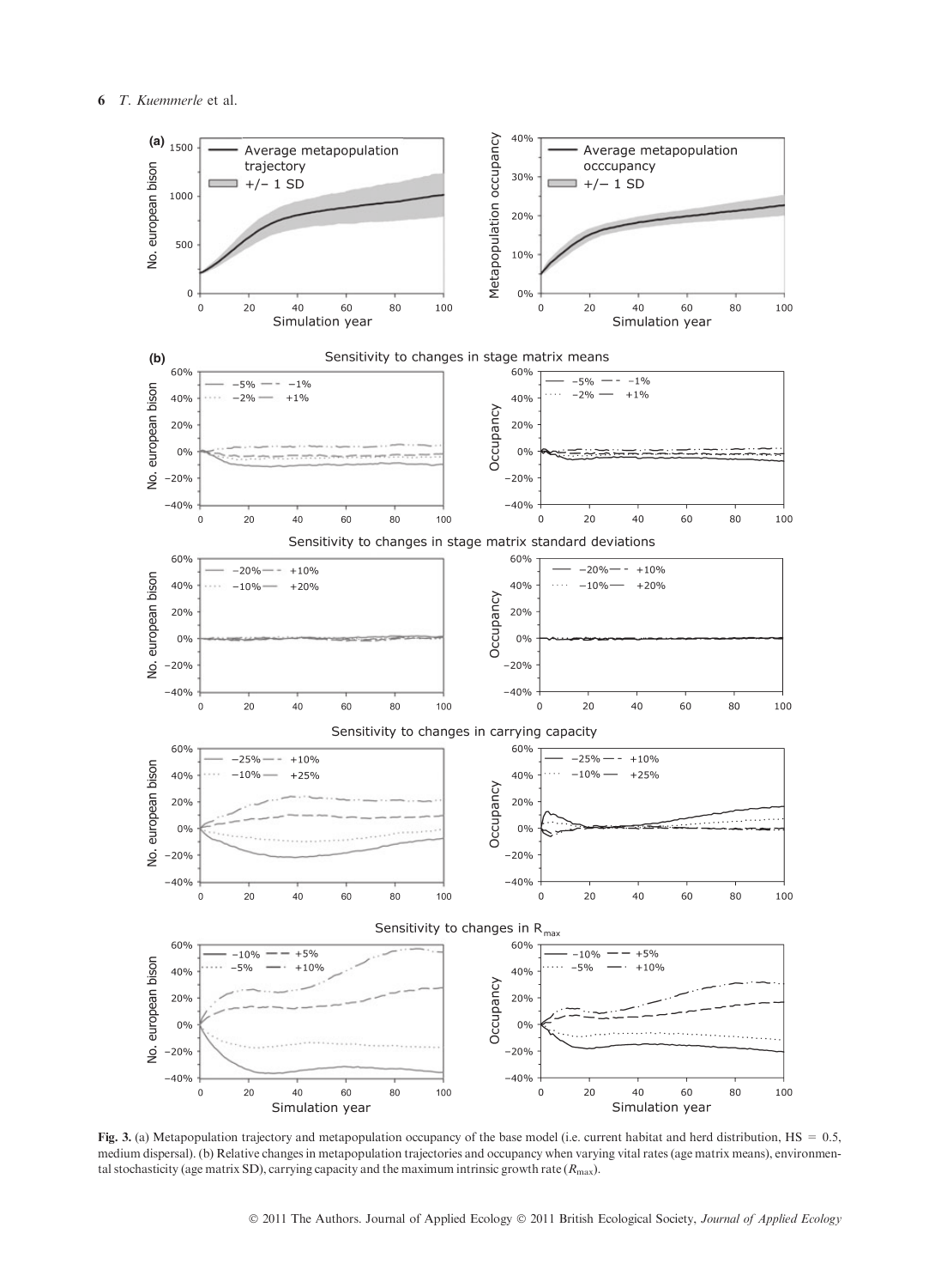**Fig. 3.** (a) Metapopulation trajectory and metapopulation occupancy of the base model (i.e. current habitat and herd distribution, HS = 0.5, medium dispersal). (b) Relative changes in metapopulation trajectories and occupancy when varying vital rates (age matrix means), environmental stochasticity (age matrix SD), carrying capacity and the maximum intrinsic growth rate ($R_{max}$).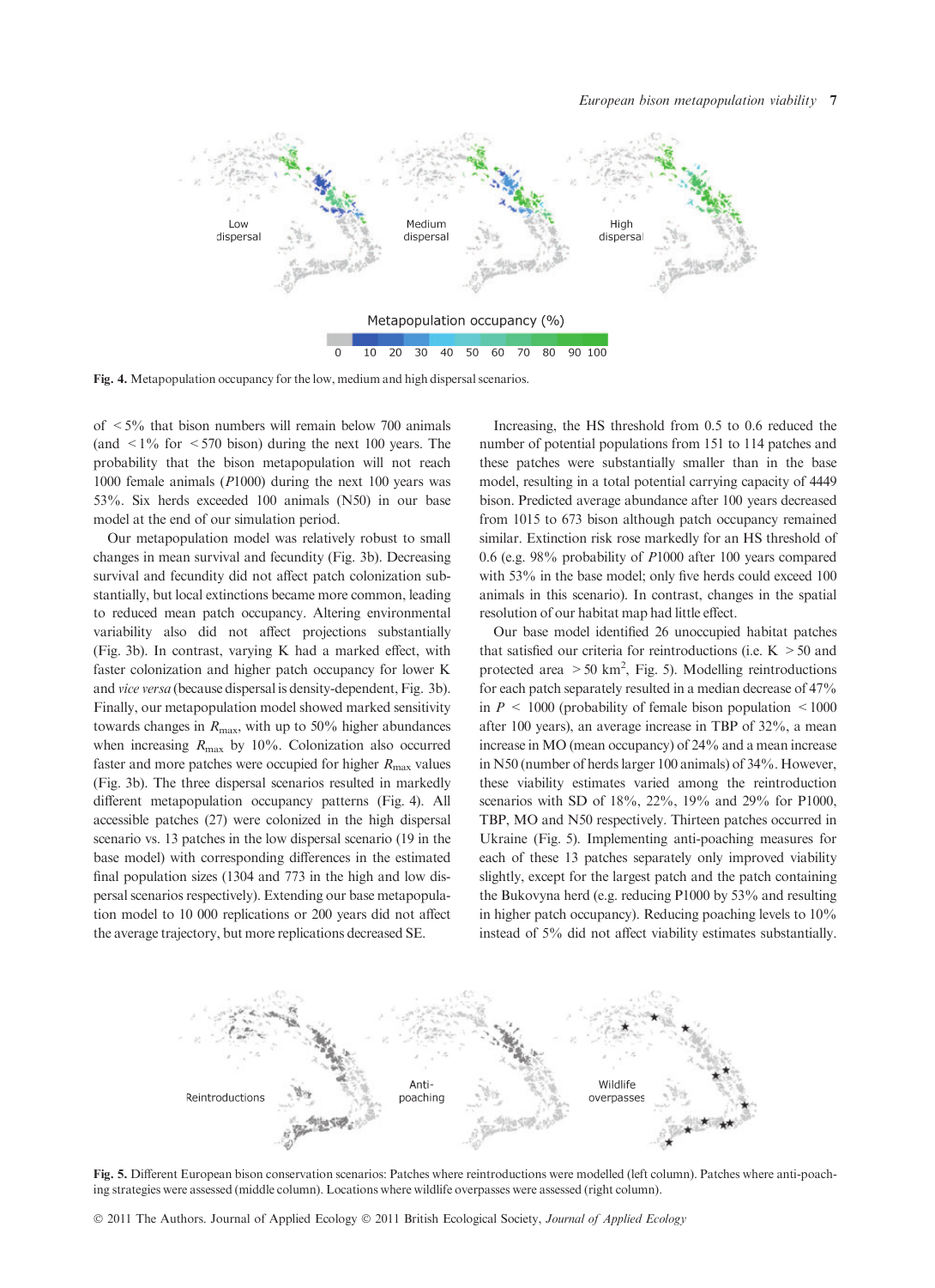Fig. 4. Metapopulation occupancy for the low, medium and high dispersal scenarios.

of < 5% that bison numbers will remain below 700 animals (and < 1% for < 570 bison) during the next 100 years. The probability that the bison metapopulation will not reach 1000 female animals (*P*1000) during the next 100 years was 53%. Six herds exceeded 100 animals (N50) in our base model at the end of our simulation period.

Our metapopulation model was relatively robust to small changes in mean survival and fecundity (Fig. 3b). Decreasing survival and fecundity did not affect patch colonization substantially, but local extinctions became more common, leading to reduced mean patch occupancy. Altering environmental variability also did not affect projections substantially (Fig. 3b). In contrast, varying K had a marked effect, with faster colonization and higher patch occupancy for lower K and *vice versa* (because dispersal is density-dependent, Fig. 3b). Finally, our metapopulation model showed marked sensitivity towards changes in $R_{max}$, with up to 50% higher abundances when increasing $R_{max}$ by 10%. Colonization also occurred faster and more patches were occupied for higher $R_{max}$ values (Fig. 3b). The three dispersal scenarios resulted in markedly different metapopulation occupancy patterns (Fig. 4). All accessible patches (27) were colonized in the high dispersal scenario vs. 13 patches in the low dispersal scenario (19 in the base model) with corresponding differences in the estimated final population sizes (1304 and 773 in the high and low dispersal scenarios respectively). Extending our base metapopulation model to 10 000 replications or 200 years did not affect the average trajectory, but more replications decreased SE.

Increasing the HS threshold from 0.5 to 0.6 reduced the number of potential populations from 151 to 114 patches and these patches were substantially smaller than in the base model, resulting in a total potential carrying capacity of 4449 bison. Predicted average abundance after 100 years decreased from 1015 to 673 bison although patch occupancy remained similar. Extinction risk rose markedly for an HS threshold of 0.6 (e.g. 98% probability of *P*1000 after 100 years compared with 53% in the base model; only five herds could exceed 100 animals in this scenario). In contrast, changes in the spatial resolution of our habitat map had little effect.

Our base model identified 26 unoccupied habitat patches that satisfied our criteria for reintroductions (i.e. K > 50 and protected area > 50 km$^2$, Fig. 5). Modelling reintroductions for each patch separately resulted in a median decrease of 47% in *P* < 1000 (probability of female bison population < 1000 after 100 years), an average increase in TBP of 32%, a mean increase in MO (mean occupancy) of 24% and a mean increase in N50 (number of herds larger 100 animals) of 34%. However, these viability estimates varied among the reintroduction scenarios with SD of 18%, 22%, 19% and 29% for P1000, TBP, MO and N50 respectively. Thirteen patches occurred in Ukraine (Fig. 5). Implementing anti-poaching measures for each of these 13 patches separately only improved viability slightly, except for the largest patch and the patch containing the Bukovyna herd (e.g. reducing P1000 by 53% and resulting in higher patch occupancy). Reducing poaching levels to 10% instead of 5% did not affect viability estimates substantially.

Fig. 5. Different European bison conservation scenarios: Patches where reintroductions were modelled (left column). Patches where anti-poaching strategies were assessed (middle column). Locations where wildlife overpasses were assessed (right column).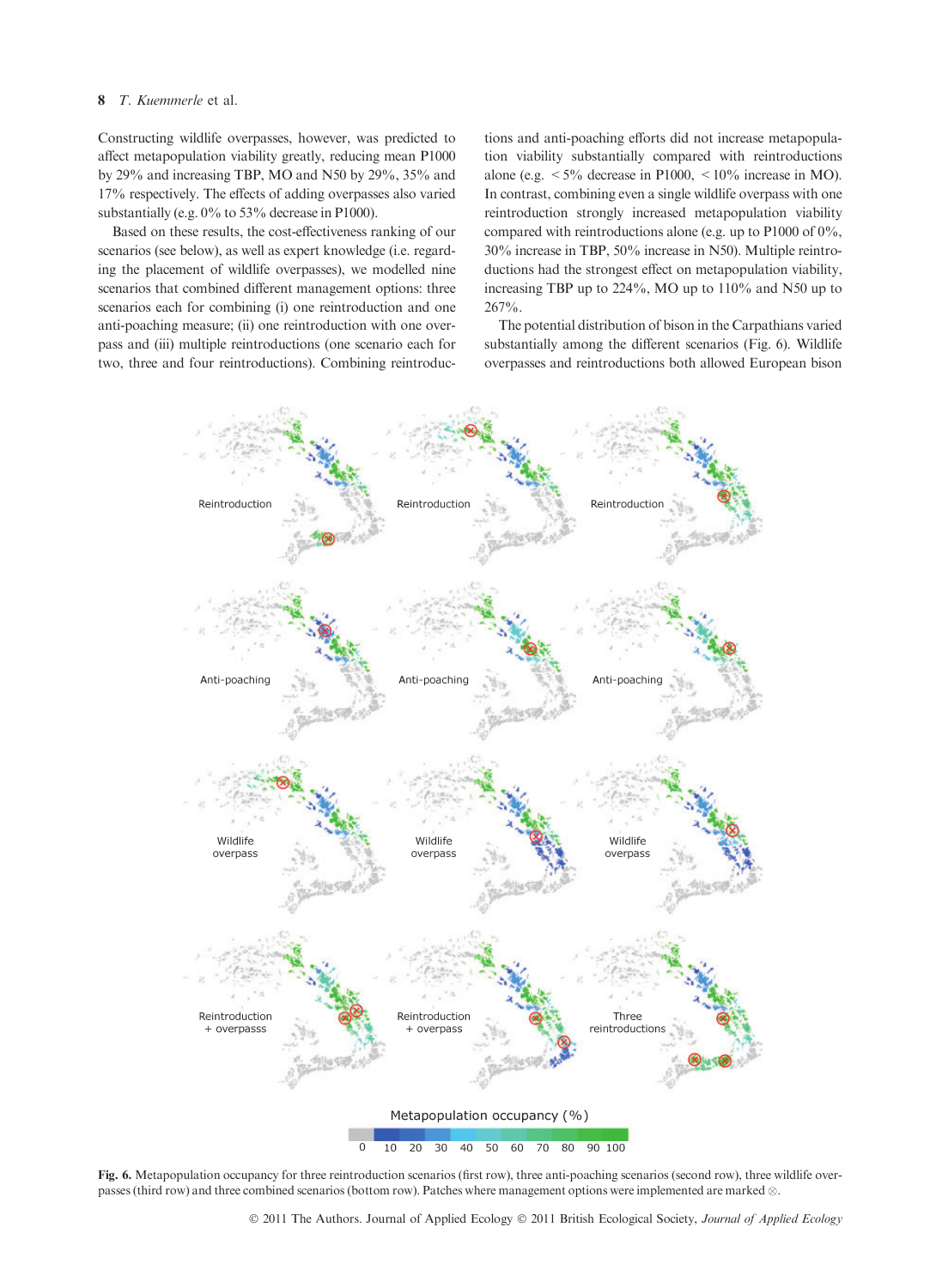Constructing wildlife overpasses, however, was predicted to affect metapopulation viability greatly, reducing mean P1000 by 29% and increasing TBP, MO and N50 by 29%, 35% and 17% respectively. The effects of adding overpasses also varied substantially (e.g. 0% to 53% decrease in P1000).

Based on these results, the cost-effectiveness ranking of our scenarios (see below), as well as expert knowledge (i.e. regarding the placement of wildlife overpasses), we modelled nine scenarios that combined different management options: three scenarios each for combining (i) one reintroduction and one anti-poaching measure; (ii) one reintroduction with one overpass and (iii) multiple reintroductions (one scenario each for two, three and four reintroductions). Combining reintroductions and anti-poaching efforts did not increase metapopulation viability substantially compared with reintroductions alone (e.g. < 5% decrease in P1000, < 10% increase in MO). In contrast, combining even a single wildlife overpass with one reintroduction strongly increased metapopulation viability compared with reintroductions alone (e.g. up to P1000 of 0%, 30% increase in TBP, 50% increase in N50). Multiple reintroductions had the strongest effect on metapopulation viability, increasing TBP up to 224%, MO up to 110% and N50 up to 267%.

The potential distribution of bison in the Carpathians varied substantially among the different scenarios (Fig. 6). Wildlife overpasses and reintroductions both allowed European bison

**Fig. 6.** Metapopulation occupancy for three reintroduction scenarios (first row), three anti-poaching scenarios (second row), three wildlife overpasses (third row) and three combined scenarios (bottom row). Patches where management options were implemented are marked ⊗.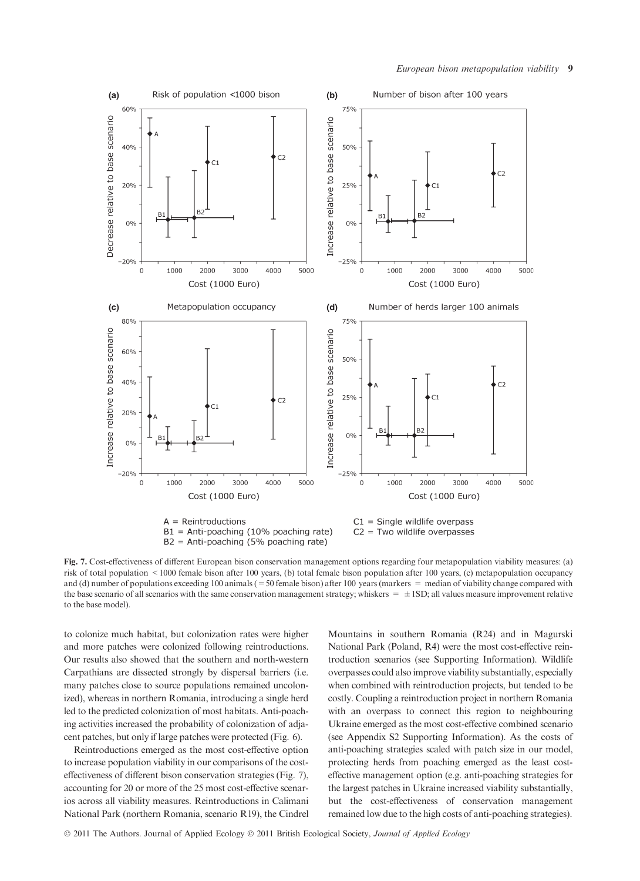Fig. 7. Cost-effectiveness of different European bison conservation management options regarding four metapopulation viability measures: (a) risk of total population < 1000 female bison after 100 years, (b) total female bison population after 100 years, (c) metapopulation occupancy and (d) number of populations exceeding 100 animals (= 50 female bison) after 100 years (markers = median of viability change compared with the base scenario of all scenarios with the same conservation management strategy; whiskers = ± 1SD; all values measure improvement relative to the base model).

to colonize much habitat, but colonization rates were higher and more patches were colonized following reintroductions. Our results also showed that the southern and north-western Carpathians are dissected strongly by dispersal barriers (i.e. many patches close to source populations remained uncolonized), whereas in northern Romania, introducing a single herd led to the predicted colonization of most habitats. Anti-poaching activities increased the probability of colonization of adjacent patches, but only if large patches were protected (Fig. 6).

Reintroductions emerged as the most cost-effective option to increase population viability in our comparisons of the cost-effectiveness of different bison conservation strategies (Fig. 7), accounting for 20 or more of the 25 most cost-effective scenarios across all viability measures. Reintroductions in Calimani National Park (northern Romania, scenario R19), the Cindrel Mountains in southern Romania (R24) and in Magurski National Park (Poland, R4) were the most cost-effective reintroduction scenarios (see Supporting Information). Wildlife overpasses could also improve viability substantially, especially when combined with reintroduction projects, but tended to be costly. Coupling a reintroduction project in northern Romania with an overpass to connect this region to neighbouring Ukraine emerged as the most cost-effective combined scenario (see Appendix S2 Supporting Information). As the costs of anti-poaching strategies scaled with patch size in our model, protecting herds from poaching emerged as the least cost-effective management option (e.g. anti-poaching strategies for the largest patches in Ukraine increased viability substantially, but the cost-effectiveness of conservation management remained low due to the high costs of anti-poaching strategies).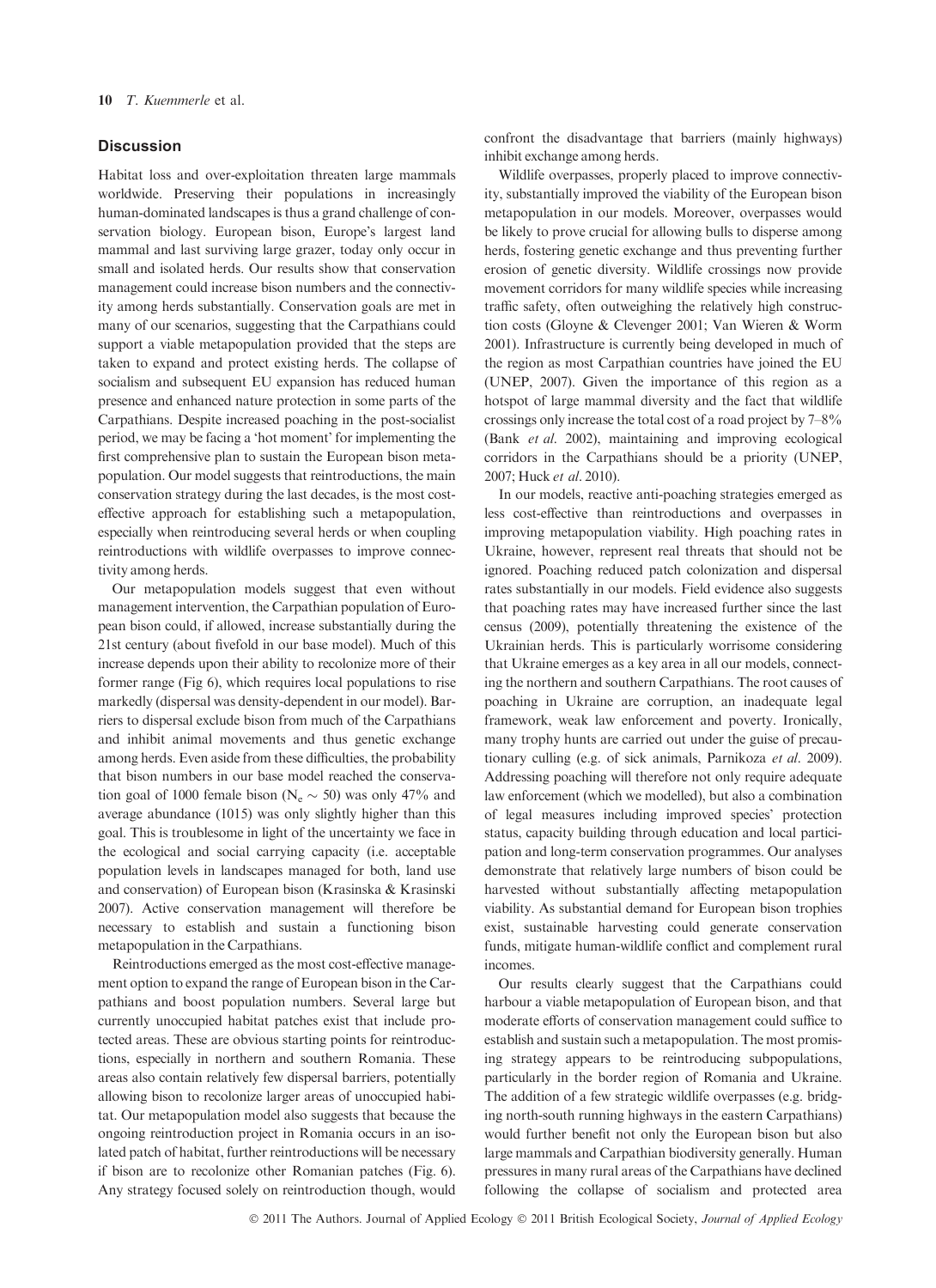## Discussion

Habitat loss and over-exploitation threaten large mammals worldwide. Preserving their populations in increasingly human-dominated landscapes is thus a grand challenge of conservation biology. European bison, Europe's largest land mammal and last surviving large grazer, today only occur in small and isolated herds. Our results show that conservation management could increase bison numbers and the connectivity among herds substantially. Conservation goals are met in many of our scenarios, suggesting that the Carpathians could support a viable metapopulation provided that the steps are taken to expand and protect existing herds. The collapse of socialism and subsequent EU expansion has reduced human presence and enhanced nature protection in some parts of the Carpathians. Despite increased poaching in the post-socialist period, we may be facing a 'hot moment' for implementing the first comprehensive plan to sustain the European bison metapopulation. Our model suggests that reintroductions, the main conservation strategy during the last decades, is the most cost-effective approach for establishing such a metapopulation, especially when reintroducing several herds or when coupling reintroductions with wildlife overpasses to improve connectivity among herds.

Our metapopulation models suggest that even without management intervention, the Carpathian population of European bison could, if allowed, increase substantially during the 21st century (about fivefold in our base model). Much of this increase depends upon their ability to recolonize more of their former range (Fig 6), which requires local populations to rise markedly (dispersal was density-dependent in our model). Barriers to dispersal exclude bison from much of the Carpathians and inhibit animal movements and thus genetic exchange among herds. Even aside from these difficulties, the probability that bison numbers in our base model reached the conservation goal of 1000 female bison ($N_e \sim 50$) was only 47% and average abundance (1015) was only slightly higher than this goal. This is troublesome in light of the uncertainty we face in the ecological and social carrying capacity (i.e. acceptable population levels in landscapes managed for both, land use and conservation) of European bison (Krasinska & Krasinski 2007). Active conservation management will therefore be necessary to establish and sustain a functioning bison metapopulation in the Carpathians.

Reintroductions emerged as the most cost-effective management option to expand the range of European bison in the Carpathians and boost population numbers. Several large but currently unoccupied habitat patches exist that include protected areas. These are obvious starting points for reintroductions, especially in northern and southern Romania. These areas also contain relatively few dispersal barriers, potentially allowing bison to recolonize larger areas of unoccupied habitat. Our metapopulation model also suggests that because the ongoing reintroduction project in Romania occurs in an isolated patch of habitat, further reintroductions will be necessary if bison are to recolonize other Romanian patches (Fig. 6). Any strategy focused solely on reintroduction though, would confront the disadvantage that barriers (mainly highways) inhibit exchange among herds.

Wildlife overpasses, properly placed to improve connectivity, substantially improved the viability of the European bison metapopulation in our models. Moreover, overpasses would be likely to prove crucial for allowing bulls to disperse among herds, fostering genetic exchange and thus preventing further erosion of genetic diversity. Wildlife crossings now provide movement corridors for many wildlife species while increasing traffic safety, often outweighing the relatively high construction costs (Gloyne & Clevenger 2001; Van Wieren & Worm 2001). Infrastructure is currently being developed in much of the region as most Carpathian countries have joined the EU (UNEP, 2007). Given the importance of this region as a hotspot of large mammal diversity and the fact that wildlife crossings only increase the total cost of a road project by 7–8% (Bank *et al.* 2002), maintaining and improving ecological corridors in the Carpathians should be a priority (UNEP, 2007; Huck *et al.* 2010).

In our models, reactive anti-poaching strategies emerged as less cost-effective than reintroductions and overpasses in improving metapopulation viability. High poaching rates in Ukraine, however, represent real threats that should not be ignored. Poaching reduced patch colonization and dispersal rates substantially in our models. Field evidence also suggests that poaching rates may have increased further since the last census (2009), potentially threatening the existence of the Ukrainian herds. This is particularly worrisome considering that Ukraine emerges as a key area in all our models, connecting the northern and southern Carpathians. The root causes of poaching in Ukraine are corruption, an inadequate legal framework, weak law enforcement and poverty. Ironically, many trophy hunts are carried out under the guise of precautionary culling (e.g. of sick animals, Parnikoza *et al.* 2009). Addressing poaching will therefore not only require adequate law enforcement (which we modelled), but also a combination of legal measures including improved species' protection status, capacity building through education and local participation and long-term conservation programmes. Our analyses demonstrate that relatively large numbers of bison could be harvested without substantially affecting metapopulation viability. As substantial demand for European bison trophies exist, sustainable harvesting could generate conservation funds, mitigate human-wildlife conflict and complement rural incomes.

Our results clearly suggest that the Carpathians could harbour a viable metapopulation of European bison, and that moderate efforts of conservation management could suffice to establish and sustain such a metapopulation. The most promising strategy appears to be reintroducing subpopulations, particularly in the border region of Romania and Ukraine. The addition of a few strategic wildlife overpasses (e.g. bridging north-south running highways in the eastern Carpathians) would further benefit not only the European bison but also large mammals and Carpathian biodiversity generally. Human pressures in many rural areas of the Carpathians have declined following the collapse of socialism and protected area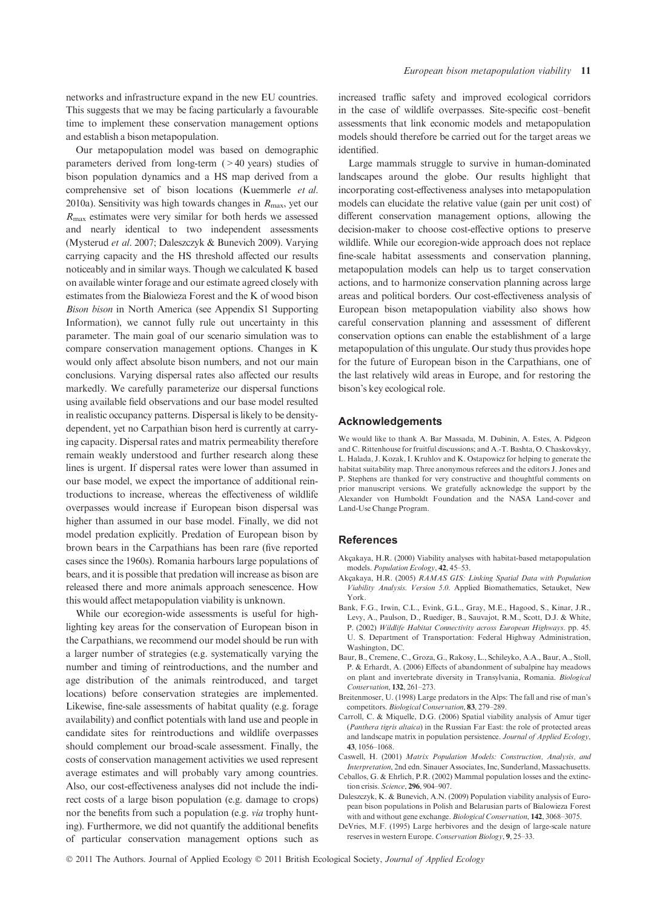networks and infrastructure expand in the new EU countries. This suggests that we may be facing particularly a favourable time to implement these conservation management options and establish a bison metapopulation.

Our metapopulation model was based on demographic parameters derived from long-term (>40 years) studies of bison population dynamics and a HS map derived from a comprehensive set of bison locations (Kuemmerle *et al.* 2010a). Sensitivity was high towards changes in $R_{max}$, yet our $R_{max}$ estimates were very similar for both herds we assessed and nearly identical to two independent assessments (Mysterud *et al.* 2007; Daleszczyk & Bunevich 2009). Varying carrying capacity and the HS threshold affected our results noticeably and in similar ways. Though we calculated K based on available winter forage and our estimate agreed closely with estimates from the Bialowieza Forest and the K of wood bison *Bison bison* in North America (see Appendix S1 Supporting Information), we cannot fully rule out uncertainty in this parameter. The main goal of our scenario simulation was to compare conservation management options. Changes in K would only affect absolute bison numbers, and not our main conclusions. Varying dispersal rates also affected our results markedly. We carefully parameterize our dispersal functions using available field observations and our base model resulted in realistic occupancy patterns. Dispersal is likely to be density-dependent, yet no Carpathian bison herd is currently at carrying capacity. Dispersal rates and matrix permeability therefore remain weakly understood and further research along these lines is urgent. If dispersal rates were lower than assumed in our base model, we expect the importance of additional reintroductions to increase, whereas the effectiveness of wildlife overpasses would increase if European bison dispersal was higher than assumed in our base model. Finally, we did not model predation explicitly. Predation of European bison by brown bears in the Carpathians has been rare (five reported cases since the 1960s). Romania harbours large populations of bears, and it is possible that predation will increase as bison are released there and more animals approach senescence. How this would affect metapopulation viability is unknown.

While our ecoregion-wide assessments is useful for highlighting key areas for the conservation of European bison in the Carpathians, we recommend our model should be run with a larger number of strategies (e.g. systematically varying the number and timing of reintroductions, and the number and age distribution of the animals reintroduced, and target locations) before conservation strategies are implemented. Likewise, fine-sale assessments of habitat quality (e.g. forage availability) and conflict potentials with land use and people in candidate sites for reintroductions and wildlife overpasses should complement our broad-scale assessment. Finally, the costs of conservation management activities we used represent average estimates and will probably vary among countries. Also, our cost-effectiveness analyses did not include the indirect costs of a large bison population (e.g. damage to crops) nor the benefits from such a population (e.g. *via* trophy hunting). Furthermore, we did not quantify the additional benefits of particular conservation management options such as increased traffic safety and improved ecological corridors in the case of wildlife overpasses. Site-specific cost–benefit assessments that link economic models and metapopulation models should therefore be carried out for the target areas we identified.

Large mammals struggle to survive in human-dominated landscapes around the globe. Our results highlight that incorporating cost-effectiveness analyses into metapopulation models can elucidate the relative value (gain per unit cost) of different conservation management options, allowing the decision-maker to choose cost-effective options to preserve wildlife. While our ecoregion-wide approach does not replace fine-scale habitat assessments and conservation planning, metapopulation models can help us to target conservation actions, and to harmonize conservation planning across large areas and political borders. Our cost-effectiveness analysis of European bison metapopulation viability also shows how careful conservation planning and assessment of different conservation options can enable the establishment of a large metapopulation of this ungulate. Our study thus provides hope for the future of European bison in the Carpathians, one of the last relatively wild areas in Europe, and for restoring the bison's key ecological role.

## Acknowledgements

We would like to thank A. Bar Massada, M. Dubinin, A. Estes, A. Pidgeon and C. Rittenhouse for fruitful discussions; and A.-T. Bashta, O. Chaskovskyy, L. Halada, J. Kozak, I. Kruhlov and K. Ostapowicz for helping to generate the habitat suitability map. Three anonymous referees and the editors J. Jones and P. Stephens are thanked for very constructive and thoughtful comments on prior manuscript versions. We gratefully acknowledge the support by the Alexander von Humboldt Foundation and the NASA Land-cover and Land-Use Change Program.

## References

Akçakaya, H.R. (2000) Viability analyses with habitat-based metapopulation models. *Population Ecology*, **42**, 45–53.

Akçakaya, H.R. (2005) *RAMAS GIS: Linking Spatial Data with Population Viability Analysis. Version 5.0*. Applied Biomathematics, Setauket, New York.

Bank, F.G., Irwin, C.L., Evink, G.L., Gray, M.E., Hagood, S., Kinar, J.R., Levy, A., Paulson, D., Ruediger, B., Sauvajot, R.M., Scott, D.J. & White, P. (2002) *Wildlife Habitat Connectivity across European Highways*. pp. 45. U. S. Department of Transportation: Federal Highway Administration, Washington, DC.

Baur, B., Cremene, C., Groza, G., Rakosy, L., Schileyko, A.A., Baur, A., Stoll, P. & Erhardt, A. (2006) Effects of abandonment of subalpine hay meadows on plant and invertebrate diversity in Transylvania, Romania. *Biological Conservation*, **132**, 261–273.

Breitenmoser, U. (1998) Large predators in the Alps: The fall and rise of man's competitors. *Biological Conservation*, **83**, 279–289.

Carroll, C. & Miquelle, D.G. (2006) Spatial viability analysis of Amur tiger (*Panthera tigris altaica*) in the Russian Far East: the role of protected areas and landscape matrix in population persistence. *Journal of Applied Ecology*, **43**, 1056–1068.

Caswell, H. (2001) *Matrix Population Models: Construction, Analysis, and Interpretation*, 2nd edn. Sinauer Associates, Inc, Sunderland, Massachusetts.

Ceballos, G. & Ehrlich, P.R. (2002) Mammal population losses and the extinction crisis. *Science*, **296**, 904–907.

Daleszczyk, K. & Bunevich, A.N. (2009) Population viability analysis of European bison populations in Polish and Belarusian parts of Bialowieza Forest with and without gene exchange. *Biological Conservation*, **142**, 3068–3075.

DeVries, M.F. (1995) Large herbivores and the design of large-scale nature reserves in western Europe. *Conservation Biology*, **9**, 25–33.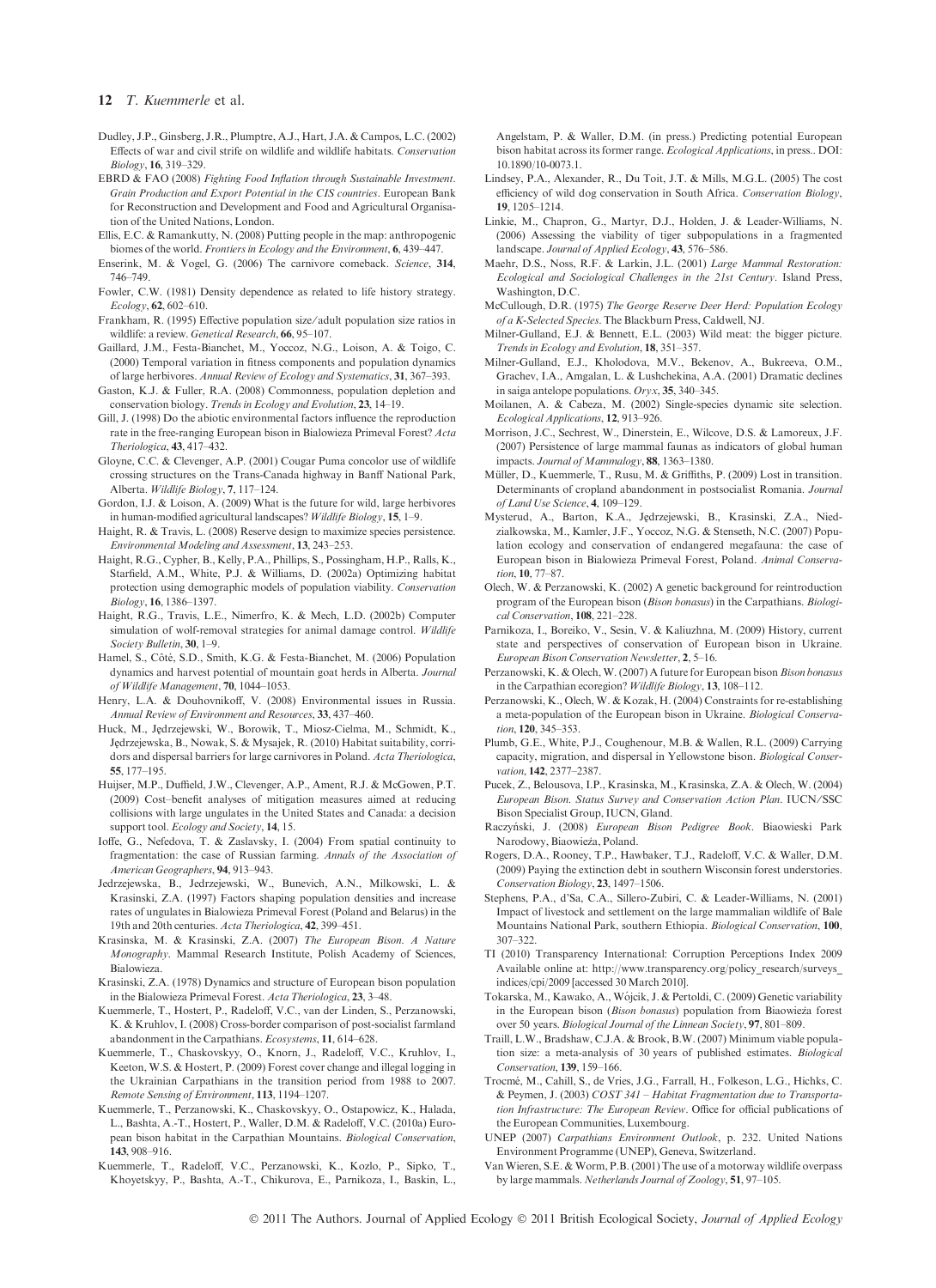Dudley, J.P., Ginsberg, J.R., Plumptre, A.J., Hart, J.A. & Campos, L.C. (2002) Effects of war and civil strife on wildlife and wildlife habitats. *Conservation Biology*, **16**, 319–329.

EBRD & FAO (2008) *Fighting Food Inflation through Sustainable Investment. Grain Production and Export Potential in the CIS countries*. European Bank for Reconstruction and Development and Food and Agricultural Organisation of the United Nations, London.

Ellis, E.C. & Ramankutty, N. (2008) Putting people in the map: anthropogenic biomes of the world. *Frontiers in Ecology and the Environment*, **6**, 439–447.

Enserink, M. & Vogel, G. (2006) The carnivore comeback. *Science*, **314**, 746–749.

Fowler, C.W. (1981) Density dependence as related to life history strategy. *Ecology*, **62**, 602–610.

Frankham, R. (1995) Effective population size/adult population size ratios in wildlife: a review. *Genetical Research*, **66**, 95–107.

Gaillard, J.M., Festa-Bianchet, M., Yoccoz, N.G., Loison, A. & Toigo, C. (2000) Temporal variation in fitness components and population dynamics of large herbivores. *Annual Review of Ecology and Systematics*, **31**, 367–393.

Gaston, K.J. & Fuller, R.A. (2008) Commonness, population depletion and conservation biology. *Trends in Ecology and Evolution*, **23**, 14–19.

Gill, J. (1998) Do the abiotic environmental factors influence the reproduction rate in the free-ranging European bison in Bialowieza Primeval Forest? *Acta Theriologica*, **43**, 417–432.

Gloyne, C.C. & Clevenger, A.P. (2001) Cougar Puma concolor use of wildlife crossing structures on the Trans-Canada highway in Banff National Park, Alberta. *Wildlife Biology*, **7**, 117–124.

Gordon, I.J. & Loison, A. (2009) What is the future for wild, large herbivores in human-modified agricultural landscapes? *Wildlife Biology*, **15**, 1–9.

Haight, R. & Travis, L. (2008) Reserve design to maximize species persistence. *Environmental Modeling and Assessment*, **13**, 243–253.

Haight, R.G., Cypher, B., Kelly, P.A., Phillips, S., Possingham, H.P., Ralls, K., Starfield, A.M., White, P.J. & Williams, D. (2002a) Optimizing habitat protection using demographic models of population viability. *Conservation Biology*, **16**, 1386–1397.

Haight, R.G., Travis, L.E., Nimerfro, K. & Mech, L.D. (2002b) Computer simulation of wolf-removal strategies for animal damage control. *Wildlife Society Bulletin*, **30**, 1–9.

Hamel, S., Côté, S.D., Smith, K.G. & Festa-Bianchet, M. (2006) Population dynamics and harvest potential of mountain goat herds in Alberta. *Journal of Wildlife Management*, **70**, 1044–1053.

Henry, L.A. & Douhovnikoff, V. (2008) Environmental issues in Russia. *Annual Review of Environment and Resources*, **33**, 437–460.

Huck, M., Jędrzejewski, W., Borowik, T., Miosz-Cielma, M., Schmidt, K., Jędrzejewska, B., Nowak, S. & Mysajek, R. (2010) Habitat suitability, corridors and dispersal barriers for large carnivores in Poland. *Acta Theriologica*, **55**, 177–195.

Huijser, M.P., Duffield, J.W., Clevenger, A.P., Ament, R.J. & McGowen, P.T. (2009) Cost–benefit analyses of mitigation measures aimed at reducing collisions with large ungulates in the United States and Canada: a decision support tool. *Ecology and Society*, **14**, 15.

Ioffe, G., Nefedova, T. & Zaslavsky, I. (2004) From spatial continuity to fragmentation: the case of Russian farming. *Annals of the Association of American Geographers*, **94**, 913–943.

Jedrzejewska, B., Jedrzejewski, W., Bunevich, A.N., Milkowski, L. & Krasinski, Z.A. (1997) Factors shaping population densities and increase rates of ungulates in Bialowieza Primeval Forest (Poland and Belarus) in the 19th and 20th centuries. *Acta Theriologica*, **42**, 399–451.

Krasinska, M. & Krasinski, Z.A. (2007) *The European Bison. A Nature Monography*. Mammal Research Institute, Polish Academy of Sciences, Bialowieza.

Krasinski, Z.A. (1978) Dynamics and structure of European bison population in the Bialowieza Primeval Forest. *Acta Theriologica*, **23**, 3–48.

Kuemmerle, T., Hostert, P., Radeloff, V.C., van der Linden, S., Perzanowski, K. & Kruhlov, I. (2008) Cross-border comparison of post-socialist farmland abandonment in the Carpathians. *Ecosystems*, **11**, 614–628.

Kuemmerle, T., Chaskovskyy, O., Knorn, J., Radeloff, V.C., Kruhlov, I., Keeton, W.S. & Hostert, P. (2009) Forest cover change and illegal logging in the Ukrainian Carpathians in the transition period from 1988 to 2007. *Remote Sensing of Environment*, **113**, 1194–1207.

Kuemmerle, T., Perzanowski, K., Chaskovskyy, O., Ostapowicz, K., Halada, L., Bashta, A.-T., Hostert, P., Waller, D.M. & Radeloff, V.C. (2010a) European bison habitat in the Carpathian Mountains. *Biological Conservation*, **143**, 908–916.

Kuemmerle, T., Radeloff, V.C., Perzanowski, K., Kozlo, P., Sipko, T., Khoyetskyy, P., Bashta, A.-T., Chikurova, E., Parnikoza, I., Baskin, L., Angelstam, P. & Waller, D.M. (in press.) Predicting potential European bison habitat across its former range. *Ecological Applications*, in press.. DOI: 10.1890/10-0073.1.

Lindsey, P.A., Alexander, R., Du Toit, J.T. & Mills, M.G.L. (2005) The cost efficiency of wild dog conservation in South Africa. *Conservation Biology*, **19**, 1205–1214.

Linkie, M., Chapron, G., Martyr, D.J., Holden, J. & Leader-Williams, N. (2006) Assessing the viability of tiger subpopulations in a fragmented landscape. *Journal of Applied Ecology*, **43**, 576–586.

Maehr, D.S., Noss, R.F. & Larkin, J.L. (2001) *Large Mammal Restoration: Ecological and Sociological Challenges in the 21st Century*. Island Press, Washington, D.C.

McCullough, D.R. (1975) *The George Reserve Deer Herd: Population Ecology of a K-Selected Species*. The Blackburn Press, Caldwell, NJ.

Milner-Gulland, E.J. & Bennett, E.L. (2003) Wild meat: the bigger picture. *Trends in Ecology and Evolution*, **18**, 351–357.

Milner-Gulland, E.J., Kholodova, M.V., Bekenov, A., Bukreeva, O.M., Grachev, I.A., Amgalan, L. & Lushchekina, A.A. (2001) Dramatic declines in saiga antelope populations. *Oryx*, **35**, 340–345.

Moilanen, A. & Cabeza, M. (2002) Single-species dynamic site selection. *Ecological Applications*, **12**, 913–926.

Morrison, J.C., Sechrest, W., Dinerstein, E., Wilcove, D.S. & Lamoreux, J.F. (2007) Persistence of large mammal faunas as indicators of global human impacts. *Journal of Mammalogy*, **88**, 1363–1380.

Müller, D., Kuemmerle, T., Rusu, M. & Griffiths, P. (2009) Lost in transition. Determinants of cropland abandonment in postsocialist Romania. *Journal of Land Use Science*, **4**, 109–129.

Mysterud, A., Barton, K.A., Jędrzejewski, B., Krasinski, Z.A., Niedzialkowska, M., Kamler, J.F., Yoccoz, N.G. & Stenseth, N.C. (2007) Population ecology and conservation of endangered megafauna: the case of European bison in Bialowieza Primeval Forest, Poland. *Animal Conservation*, **10**, 77–87.

Olech, W. & Perzanowski, K. (2002) A genetic background for reintroduction program of the European bison (*Bison bonasus*) in the Carpathians. *Biological Conservation*, **108**, 221–228.

Parnikoza, I., Boreiko, V., Sesin, V. & Kaliuzhna, M. (2009) History, current state and perspectives of conservation of European bison in Ukraine. *European Bison Conservation Newsletter*, **2**, 5–16.

Perzanowski, K. & Olech, W. (2007) A future for European bison *Bison bonasus* in the Carpathian ecoregion? *Wildlife Biology*, **13**, 108–112.

Perzanowski, K., Olech, W. & Kozak, H. (2004) Constraints for re-establishing a meta-population of the European bison in Ukraine. *Biological Conservation*, **120**, 345–353.

Plumb, G.E., White, P.J., Coughenour, M.B. & Wallen, R.L. (2009) Carrying capacity, migration, and dispersal in Yellowstone bison. *Biological Conservation*, **142**, 2377–2387.

Pucek, Z., Belousova, I.P., Krasinska, M., Krasinska, Z.A. & Olech, W. (2004) *European Bison. Status Survey and Conservation Action Plan*. IUCN/SSC Bison Specialist Group, IUCN, Gland.

Raczyński, J. (2008) *European Bison Pedigree Book*. Biaowieski Park Narodowy, Biaowieża, Poland.

Rogers, D.A., Rooney, T.P., Hawbaker, T.J., Radeloff, V.C. & Waller, D.M. (2009) Paying the extinction debt in southern Wisconsin forest understories. *Conservation Biology*, **23**, 1497–1506.

Stephens, P.A., d'Sa, C.A., Sillero-Zubiri, C. & Leader-Williams, N. (2001) Impact of livestock and settlement on the large mammalian wildlife of Bale Mountains National Park, southern Ethiopia. *Biological Conservation*, **100**, 307–322.

TI (2010) Transparency International: Corruption Perceptions Index 2009 Available online at: http://www.transparency.org/policy_research/surveys_indices/cpi/2009 [accessed 30 March 2010].

Tokarska, M., Kawako, A., Wójcik, J. & Pertoldi, C. (2009) Genetic variability in the European bison (*Bison bonasus*) population from Biaowieża forest over 50 years. *Biological Journal of the Linnean Society*, **97**, 801–809.

Traill, L.W., Bradshaw, C.J.A. & Brook, B.W. (2007) Minimum viable population size: a meta-analysis of 30 years of published estimates. *Biological Conservation*, **139**, 159–166.

Trocmé, M., Cahill, S., de Vries, J.G., Farrall, H., Folkeson, L.G., Hichks, C. & Peymen, J. (2003) *COST 341 – Habitat Fragmentation due to Transportation Infrastructure: The European Review*. Office for official publications of the European Communities, Luxembourg.

UNEP (2007) *Carpathians Environment Outlook*, p. 232. United Nations Environment Programme (UNEP), Geneva, Switzerland.

Van Wieren, S.E. & Worm, P.B. (2001) The use of a motorway wildlife overpass by large mammals. *Netherlands Journal of Zoology*, **51**, 97–105.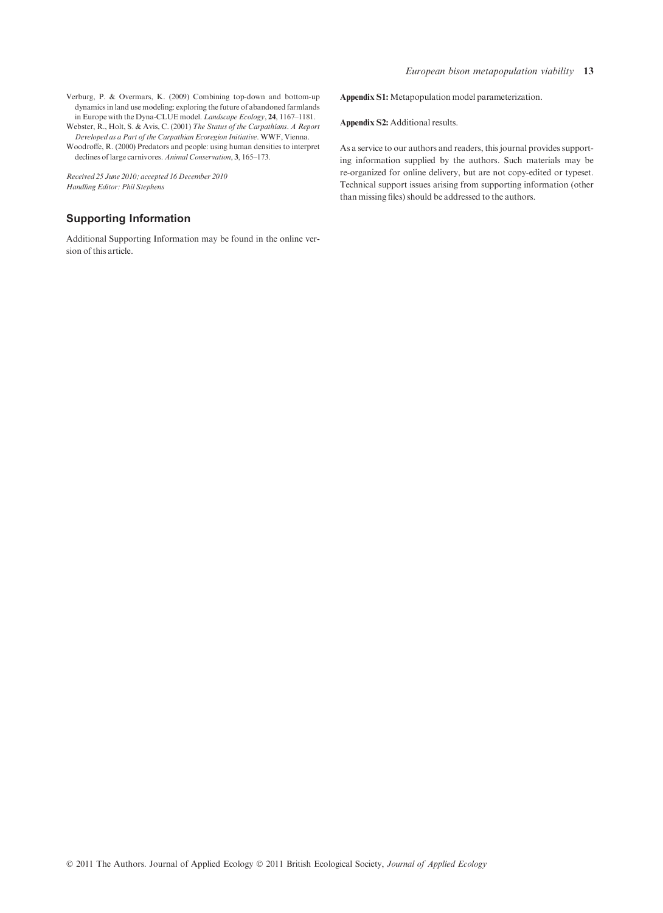Verburg, P. & Overmars, K. (2009) Combining top-down and bottom-up dynamics in land use modeling: exploring the future of abandoned farmlands in Europe with the Dyna-CLUE model. *Landscape Ecology*, **24**, 1167–1181.

Webster, R., Holt, S. & Avis, C. (2001) *The Status of the Carpathians. A Report Developed as a Part of the Carpathian Ecoregion Initiative*. WWF, Vienna.

Woodroffe, R. (2000) Predators and people: using human densities to interpret declines of large carnivores. *Animal Conservation*, **3**, 165–173.

*Received 25 June 2010; accepted 16 December 2010*
*Handling Editor: Phil Stephens*

## Supporting Information

Additional Supporting Information may be found in the online version of this article.

**Appendix S1:** Metapopulation model parameterization.

**Appendix S2:** Additional results.

As a service to our authors and readers, this journal provides supporting information supplied by the authors. Such materials may be re-organized for online delivery, but are not copy-edited or typeset. Technical support issues arising from supporting information (other than missing files) should be addressed to the authors.